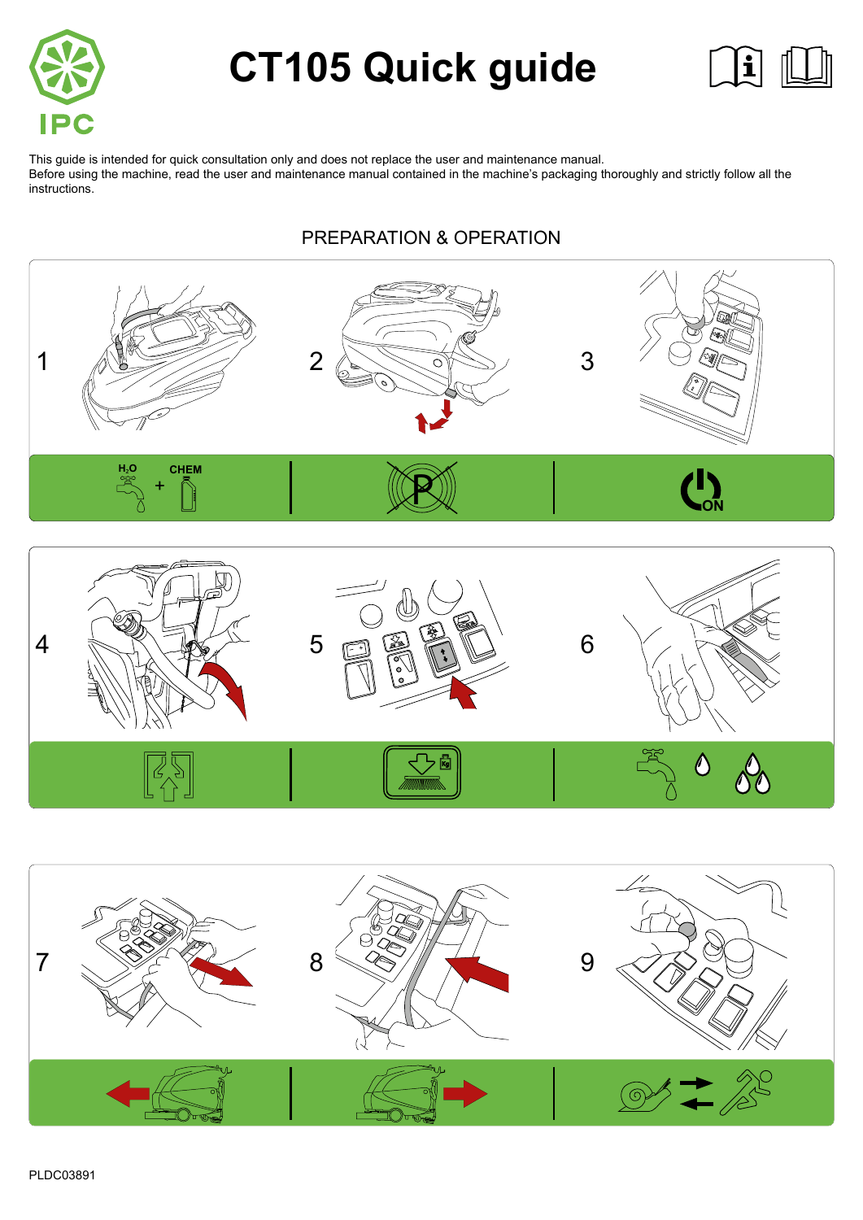# CT105 Quick guide

IPC

This guide is intended for quick consultation only and does not replace the user and maintenance manual.
Before using the machine, read the user and maintenance manual contained in the machine's packaging thoroughly and strictly follow all the instructions.

## PREPARATION & OPERATION

1

$H_2O$ + CHEM

2

3

ON

4

5

6

7

8

9

PLDC03891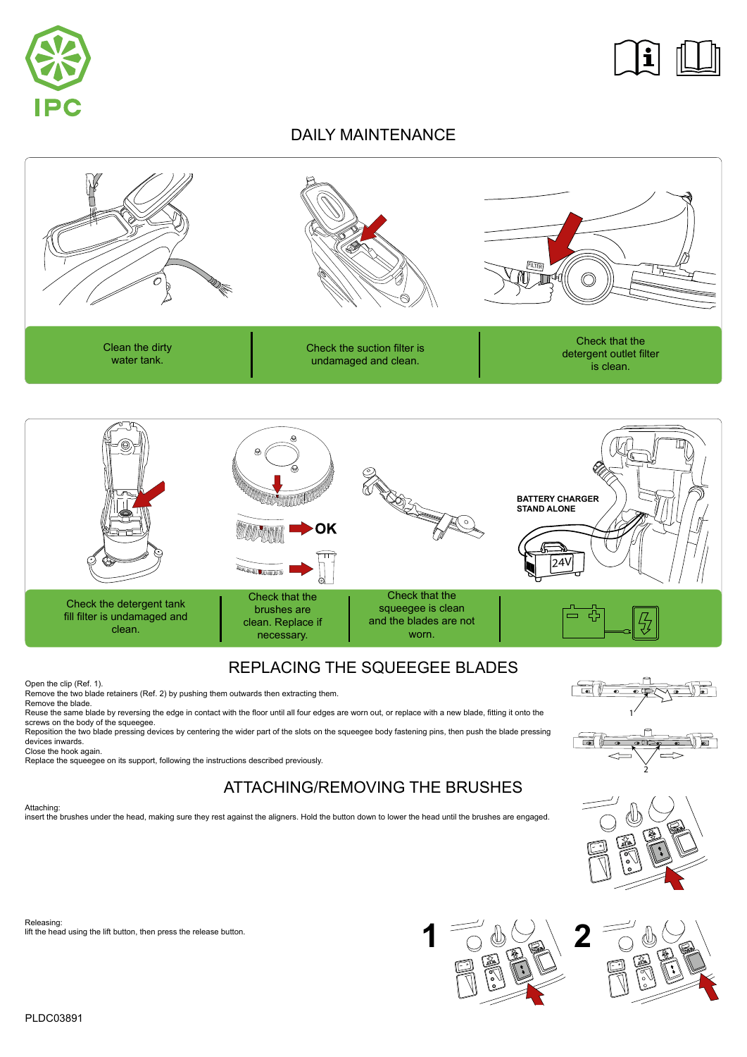# DAILY MAINTENANCE

Clean the dirty water tank.

Check the suction filter is undamaged and clean.

Check that the detergent outlet filter is clean.

OK

BATTERY CHARGER STAND ALONE

24V

Check the detergent tank fill filter is undamaged and clean.

Check that the brushes are clean. Replace if necessary.

Check that the squeegee is clean and the blades are not worn.

## REPLACING THE SQUEEGEE BLADES

Open the clip (Ref. 1).
Remove the two blade retainers (Ref. 2) by pushing them outwards then extracting them.
Remove the blade.
Reuse the same blade by reversing the edge in contact with the floor until all four edges are worn out, or replace with a new blade, fitting it onto the screws on the body of the squeegee.
Reposition the two blade pressing devices by centering the wider part of the slots on the squeegee body fastening pins, then push the blade pressing devices inwards.
Close the hook again.
Replace the squeegee on its support, following the instructions described previously.

1

2

## ATTACHING/REMOVING THE BRUSHES

Attaching:
insert the brushes under the head, making sure they rest against the aligners. Hold the button down to lower the head until the brushes are engaged.

Releasing:
lift the head using the lift button, then press the release button.

1

2

PLDC03891